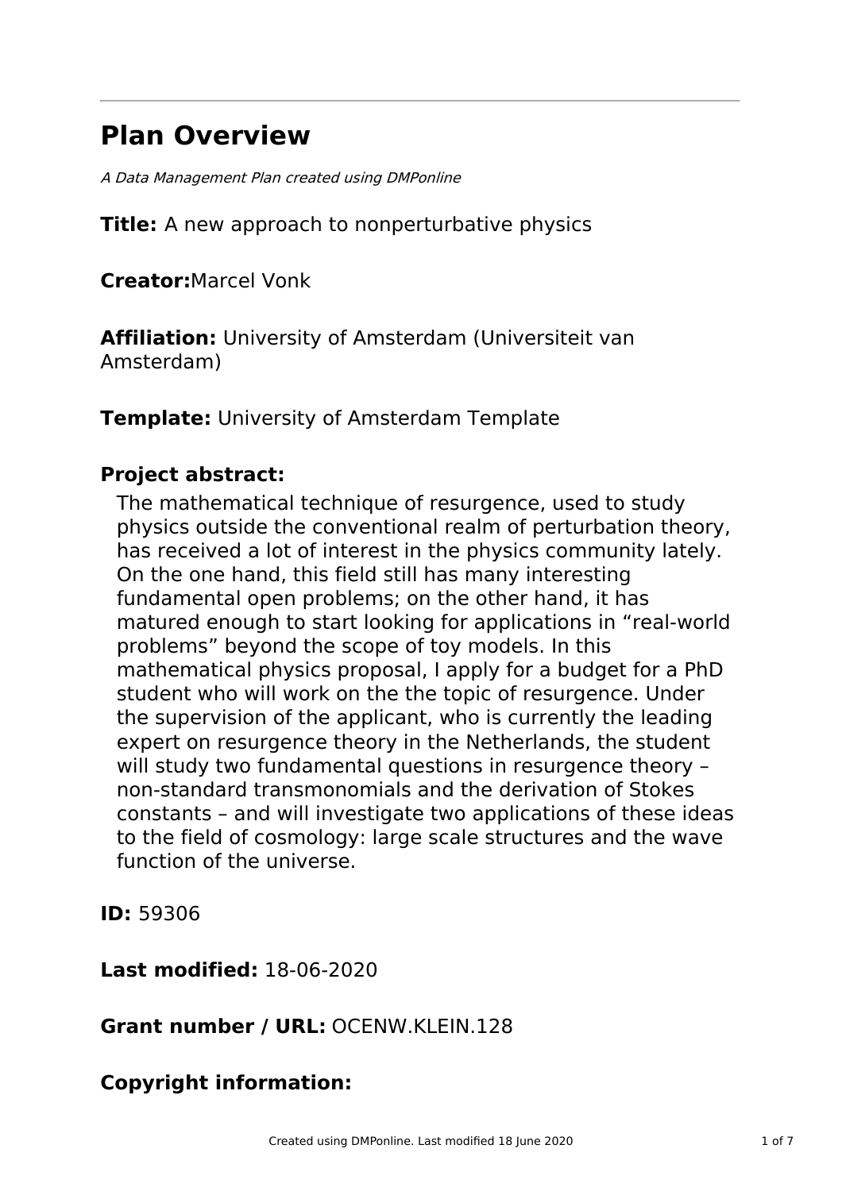---

# Plan Overview

*A Data Management Plan created using DMPonline*

**Title:** A new approach to nonperturbative physics

**Creator:**Marcel Vonk

**Affiliation:** University of Amsterdam (Universiteit van Amsterdam)

**Template:** University of Amsterdam Template

## Project abstract:

The mathematical technique of resurgence, used to study physics outside the conventional realm of perturbation theory, has received a lot of interest in the physics community lately. On the one hand, this field still has many interesting fundamental open problems; on the other hand, it has matured enough to start looking for applications in “real-world problems” beyond the scope of toy models. In this mathematical physics proposal, I apply for a budget for a PhD student who will work on the the topic of resurgence. Under the supervision of the applicant, who is currently the leading expert on resurgence theory in the Netherlands, the student will study two fundamental questions in resurgence theory – non-standard transmonomials and the derivation of Stokes constants – and will investigate two applications of these ideas to the field of cosmology: large scale structures and the wave function of the universe.

**ID:** 59306

**Last modified:** 18-06-2020

**Grant number / URL:** OCENW.KLEIN.128

## Copyright information: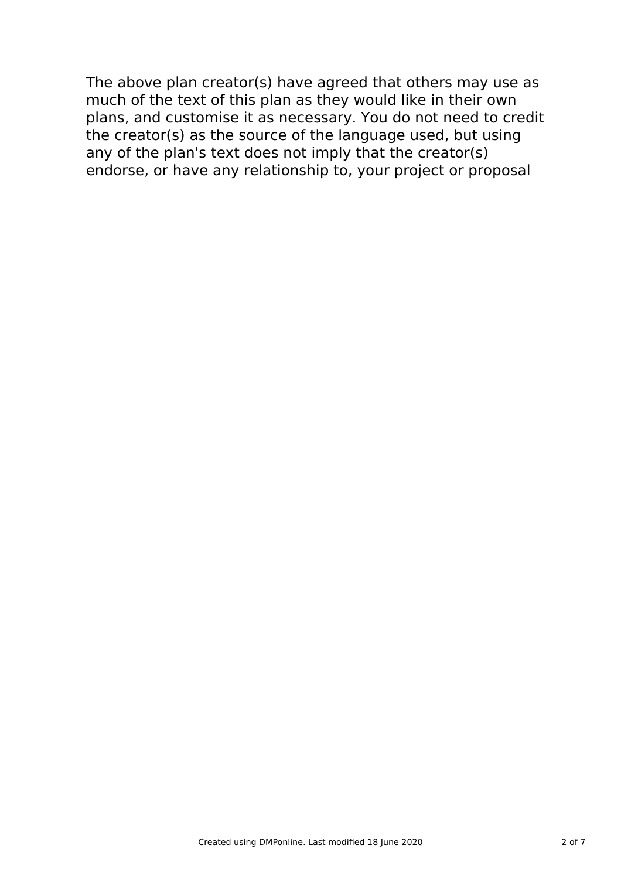The above plan creator(s) have agreed that others may use as much of the text of this plan as they would like in their own plans, and customise it as necessary. You do not need to credit the creator(s) as the source of the language used, but using any of the plan's text does not imply that the creator(s) endorse, or have any relationship to, your project or proposal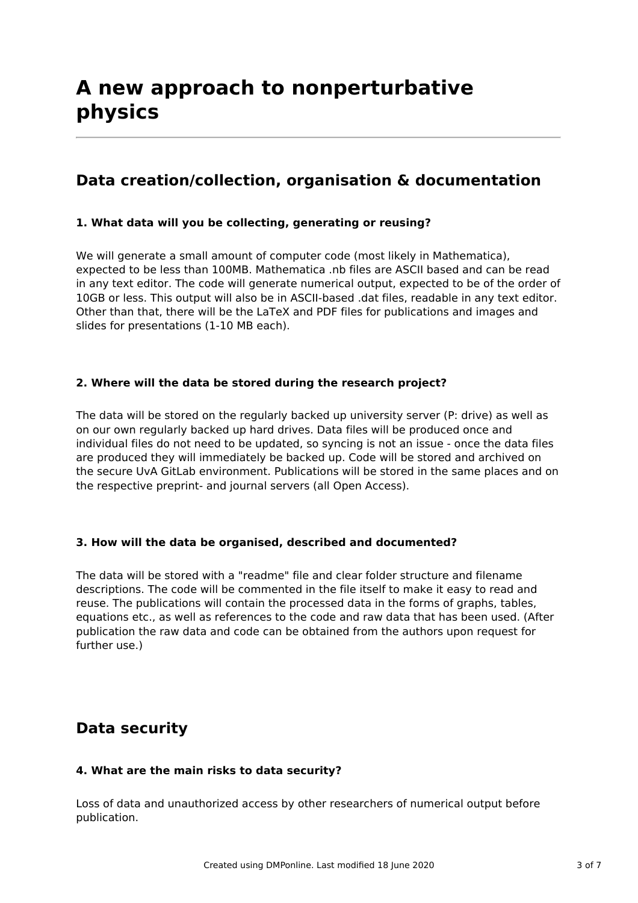# A new approach to nonperturbative physics

## Data creation/collection, organisation & documentation

### 1. What data will you be collecting, generating or reusing?

We will generate a small amount of computer code (most likely in Mathematica), expected to be less than 100MB. Mathematica .nb files are ASCII based and can be read in any text editor. The code will generate numerical output, expected to be of the order of 10GB or less. This output will also be in ASCII-based .dat files, readable in any text editor. Other than that, there will be the LaTeX and PDF files for publications and images and slides for presentations (1-10 MB each).

### 2. Where will the data be stored during the research project?

The data will be stored on the regularly backed up university server (P: drive) as well as on our own regularly backed up hard drives. Data files will be produced once and individual files do not need to be updated, so syncing is not an issue - once the data files are produced they will immediately be backed up. Code will be stored and archived on the secure UvA GitLab environment. Publications will be stored in the same places and on the respective preprint- and journal servers (all Open Access).

### 3. How will the data be organised, described and documented?

The data will be stored with a "readme" file and clear folder structure and filename descriptions. The code will be commented in the file itself to make it easy to read and reuse. The publications will contain the processed data in the forms of graphs, tables, equations etc., as well as references to the code and raw data that has been used. (After publication the raw data and code can be obtained from the authors upon request for further use.)

## Data security

### 4. What are the main risks to data security?

Loss of data and unauthorized access by other researchers of numerical output before publication.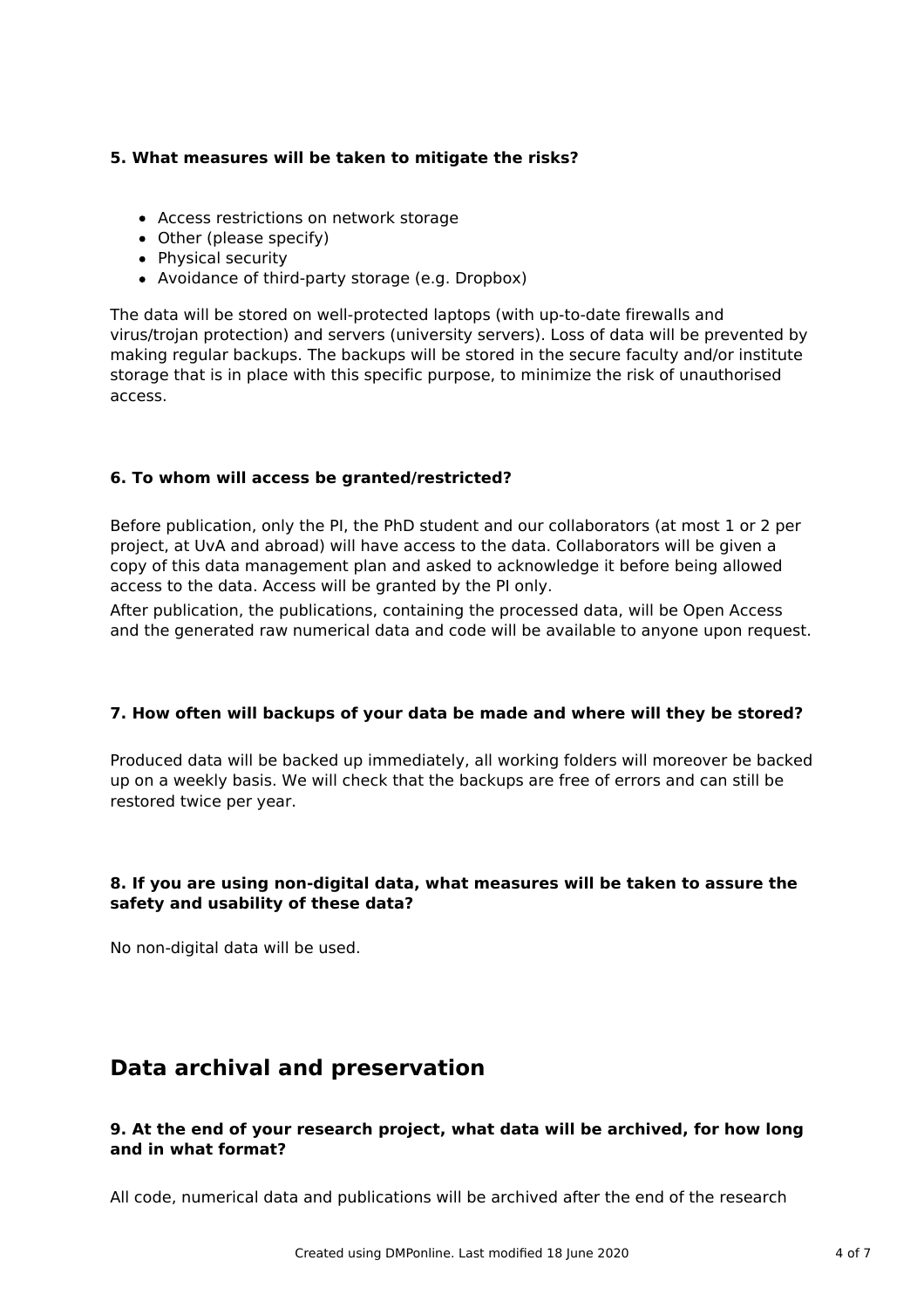**5. What measures will be taken to mitigate the risks?**

- Access restrictions on network storage
- Other (please specify)
- Physical security
- Avoidance of third-party storage (e.g. Dropbox)

The data will be stored on well-protected laptops (with up-to-date firewalls and virus/trojan protection) and servers (university servers). Loss of data will be prevented by making regular backups. The backups will be stored in the secure faculty and/or institute storage that is in place with this specific purpose, to minimize the risk of unauthorised access.

**6. To whom will access be granted/restricted?**

Before publication, only the PI, the PhD student and our collaborators (at most 1 or 2 per project, at UvA and abroad) will have access to the data. Collaborators will be given a copy of this data management plan and asked to acknowledge it before being allowed access to the data. Access will be granted by the PI only.

After publication, the publications, containing the processed data, will be Open Access and the generated raw numerical data and code will be available to anyone upon request.

**7. How often will backups of your data be made and where will they be stored?**

Produced data will be backed up immediately, all working folders will moreover be backed up on a weekly basis. We will check that the backups are free of errors and can still be restored twice per year.

**8. If you are using non-digital data, what measures will be taken to assure the safety and usability of these data?**

No non-digital data will be used.

## Data archival and preservation

**9. At the end of your research project, what data will be archived, for how long and in what format?**

All code, numerical data and publications will be archived after the end of the research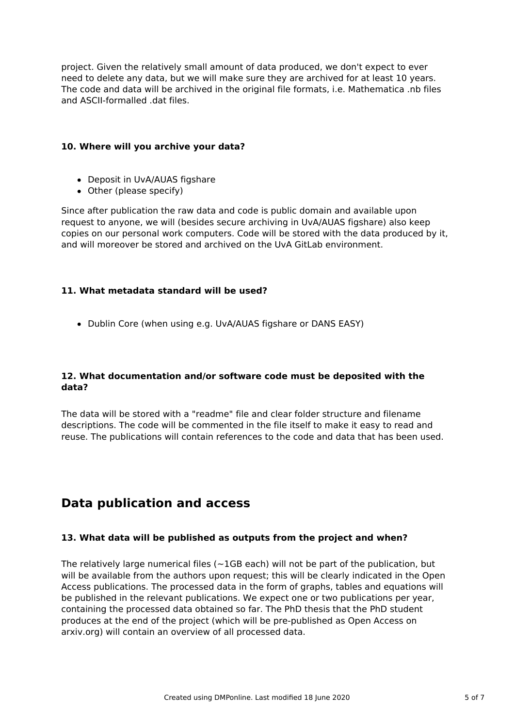project. Given the relatively small amount of data produced, we don't expect to ever need to delete any data, but we will make sure they are archived for at least 10 years. The code and data will be archived in the original file formats, i.e. Mathematica .nb files and ASCII-formalled .dat files.

### 10. Where will you archive your data?

- Deposit in UvA/AUAS figshare
- Other (please specify)

Since after publication the raw data and code is public domain and available upon request to anyone, we will (besides secure archiving in UvA/AUAS figshare) also keep copies on our personal work computers. Code will be stored with the data produced by it, and will moreover be stored and archived on the UvA GitLab environment.

### 11. What metadata standard will be used?

- Dublin Core (when using e.g. UvA/AUAS figshare or DANS EASY)

### 12. What documentation and/or software code must be deposited with the data?

The data will be stored with a "readme" file and clear folder structure and filename descriptions. The code will be commented in the file itself to make it easy to read and reuse. The publications will contain references to the code and data that has been used.

## Data publication and access

### 13. What data will be published as outputs from the project and when?

The relatively large numerical files (~1GB each) will not be part of the publication, but will be available from the authors upon request; this will be clearly indicated in the Open Access publications. The processed data in the form of graphs, tables and equations will be published in the relevant publications. We expect one or two publications per year, containing the processed data obtained so far. The PhD thesis that the PhD student produces at the end of the project (which will be pre-published as Open Access on arxiv.org) will contain an overview of all processed data.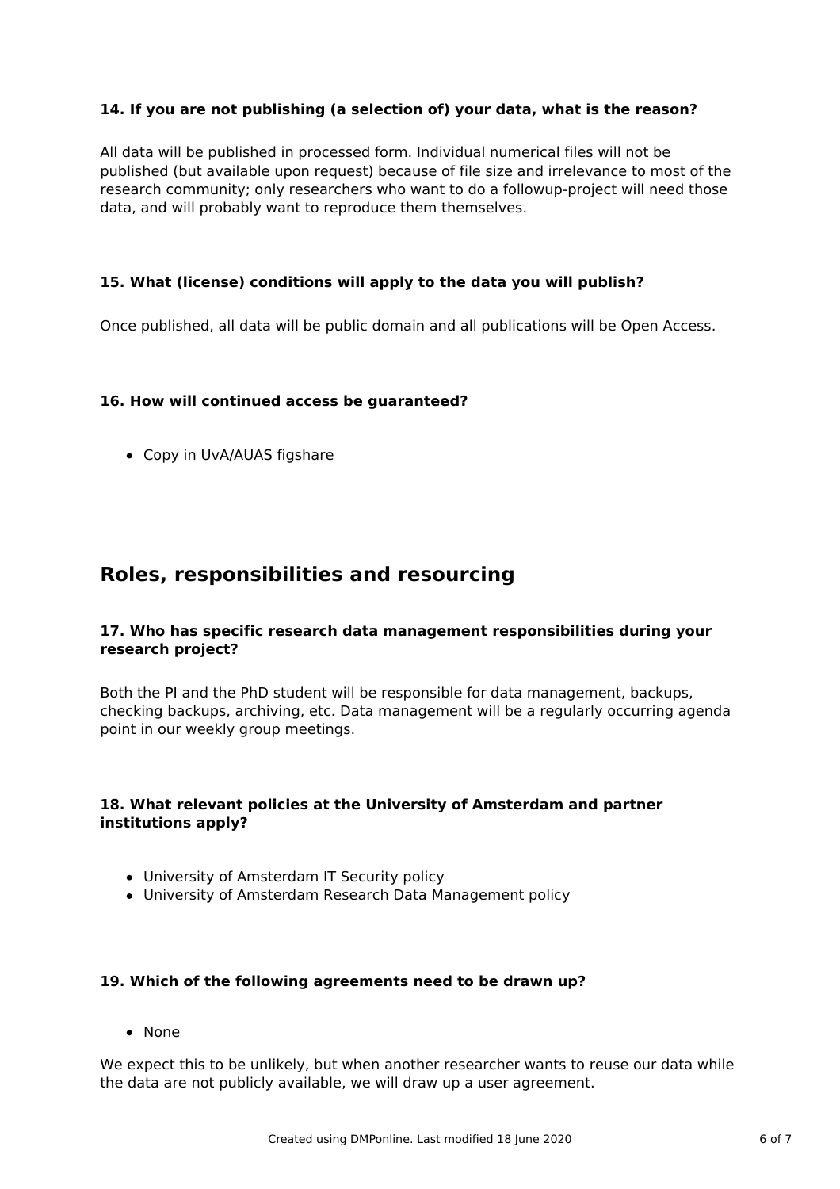### 14. If you are not publishing (a selection of) your data, what is the reason?

All data will be published in processed form. Individual numerical files will not be published (but available upon request) because of file size and irrelevance to most of the research community; only researchers who want to do a followup-project will need those data, and will probably want to reproduce them themselves.

### 15. What (license) conditions will apply to the data you will publish?

Once published, all data will be public domain and all publications will be Open Access.

### 16. How will continued access be guaranteed?

- Copy in UvA/AUAS figshare

## Roles, responsibilities and resourcing

### 17. Who has specific research data management responsibilities during your research project?

Both the PI and the PhD student will be responsible for data management, backups, checking backups, archiving, etc. Data management will be a regularly occurring agenda point in our weekly group meetings.

### 18. What relevant policies at the University of Amsterdam and partner institutions apply?

- University of Amsterdam IT Security policy
- University of Amsterdam Research Data Management policy

### 19. Which of the following agreements need to be drawn up?

- None

We expect this to be unlikely, but when another researcher wants to reuse our data while the data are not publicly available, we will draw up a user agreement.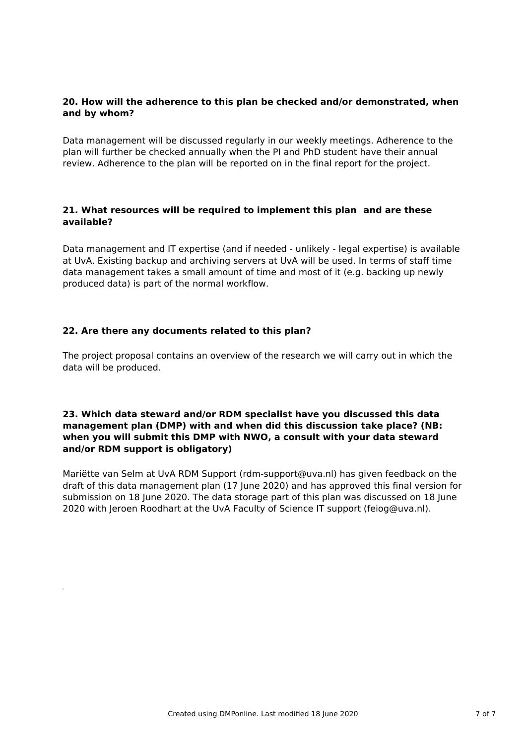**20. How will the adherence to this plan be checked and/or demonstrated, when and by whom?**

Data management will be discussed regularly in our weekly meetings. Adherence to the plan will further be checked annually when the PI and PhD student have their annual review. Adherence to the plan will be reported on in the final report for the project.

**21. What resources will be required to implement this plan and are these available?**

Data management and IT expertise (and if needed - unlikely - legal expertise) is available at UvA. Existing backup and archiving servers at UvA will be used. In terms of staff time data management takes a small amount of time and most of it (e.g. backing up newly produced data) is part of the normal workflow.

**22. Are there any documents related to this plan?**

The project proposal contains an overview of the research we will carry out in which the data will be produced.

**23. Which data steward and/or RDM specialist have you discussed this data management plan (DMP) with and when did this discussion take place? (NB: when you will submit this DMP with NWO, a consult with your data steward and/or RDM support is obligatory)**

Mariëtte van Selm at UvA RDM Support (rdm-support@uva.nl) has given feedback on the draft of this data management plan (17 June 2020) and has approved this final version for submission on 18 June 2020. The data storage part of this plan was discussed on 18 June 2020 with Jeroen Roodhart at the UvA Faculty of Science IT support (feiog@uva.nl).